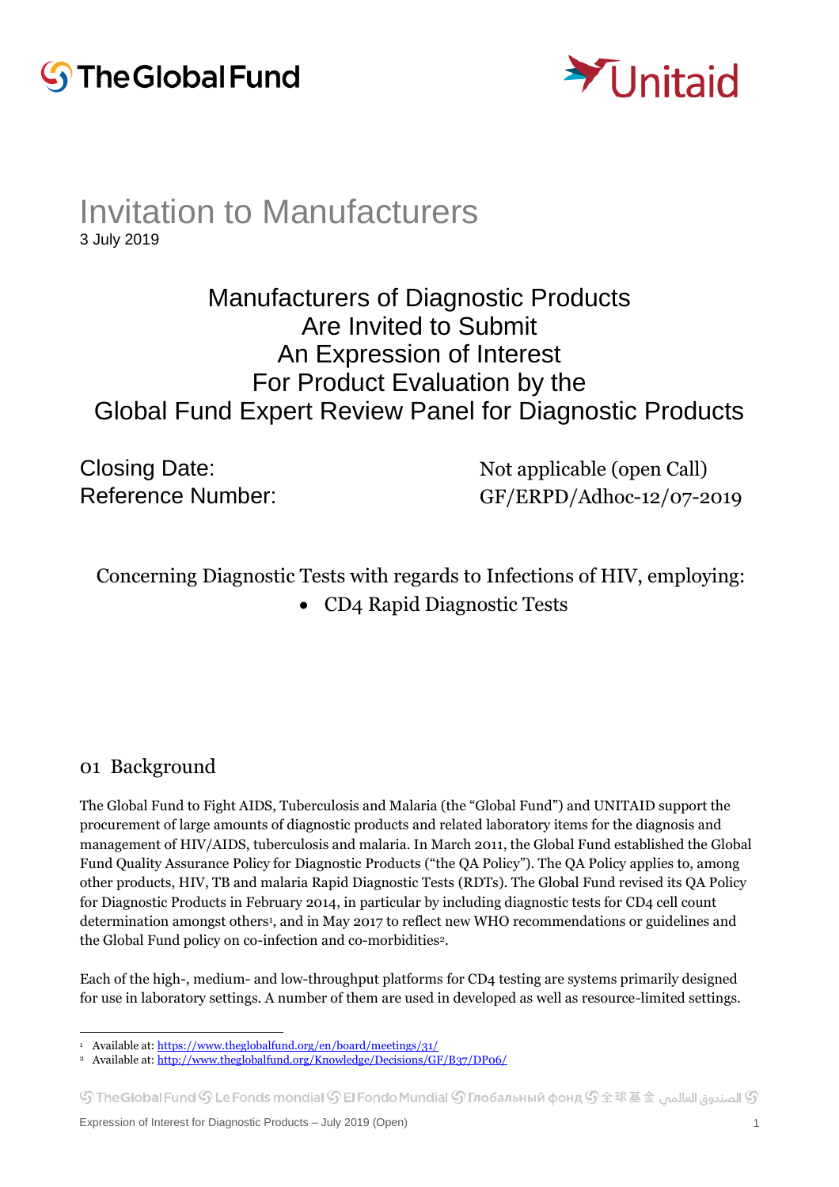The Global Fund

Unitaid

# Invitation to Manufacturers

3 July 2019

## Manufacturers of Diagnostic Products Are Invited to Submit An Expression of Interest For Product Evaluation by the Global Fund Expert Review Panel for Diagnostic Products

| | |
|---|---|
| Closing Date: | Not applicable (open Call) |
| Reference Number: | GF/ERPD/Adhoc-12/07-2019 |

Concerning Diagnostic Tests with regards to Infections of HIV, employing:

- CD4 Rapid Diagnostic Tests

## 01 Background

The Global Fund to Fight AIDS, Tuberculosis and Malaria (the "Global Fund") and UNITAID support the procurement of large amounts of diagnostic products and related laboratory items for the diagnosis and management of HIV/AIDS, tuberculosis and malaria. In March 2011, the Global Fund established the Global Fund Quality Assurance Policy for Diagnostic Products ("the QA Policy"). The QA Policy applies to, among other products, HIV, TB and malaria Rapid Diagnostic Tests (RDTs). The Global Fund revised its QA Policy for Diagnostic Products in February 2014, in particular by including diagnostic tests for CD4 cell count determination amongst others[1], and in May 2017 to reflect new WHO recommendations or guidelines and the Global Fund policy on co-infection and co-morbidities[2].

Each of the high-, medium- and low-throughput platforms for CD4 testing are systems primarily designed for use in laboratory settings. A number of them are used in developed as well as resource-limited settings.

[1] Available at: https://www.theglobalfund.org/en/board/meetings/31/

[2] Available at: http://www.theglobalfund.org/Knowledge/Decisions/GF/B37/DP06/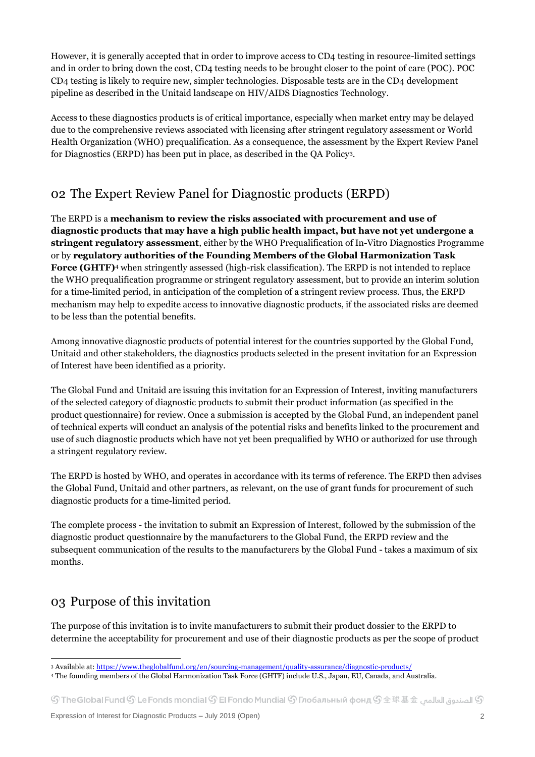However, it is generally accepted that in order to improve access to CD4 testing in resource-limited settings and in order to bring down the cost, CD4 testing needs to be brought closer to the point of care (POC). POC CD4 testing is likely to require new, simpler technologies. Disposable tests are in the CD4 development pipeline as described in the Unitaid landscape on HIV/AIDS Diagnostics Technology.

Access to these diagnostics products is of critical importance, especially when market entry may be delayed due to the comprehensive reviews associated with licensing after stringent regulatory assessment or World Health Organization (WHO) prequalification. As a consequence, the assessment by the Expert Review Panel for Diagnostics (ERPD) has been put in place, as described in the QA Policy[3].

## 02 The Expert Review Panel for Diagnostic products (ERPD)

The ERPD is a **mechanism to review the risks associated with procurement and use of diagnostic products that may have a high public health impact, but have not yet undergone a stringent regulatory assessment**, either by the WHO Prequalification of In-Vitro Diagnostics Programme or by **regulatory authorities of the Founding Members of the Global Harmonization Task Force (GHTF)**[4] when stringently assessed (high-risk classification). The ERPD is not intended to replace the WHO prequalification programme or stringent regulatory assessment, but to provide an interim solution for a time-limited period, in anticipation of the completion of a stringent review process. Thus, the ERPD mechanism may help to expedite access to innovative diagnostic products, if the associated risks are deemed to be less than the potential benefits.

Among innovative diagnostic products of potential interest for the countries supported by the Global Fund, Unitaid and other stakeholders, the diagnostics products selected in the present invitation for an Expression of Interest have been identified as a priority.

The Global Fund and Unitaid are issuing this invitation for an Expression of Interest, inviting manufacturers of the selected category of diagnostic products to submit their product information (as specified in the product questionnaire) for review. Once a submission is accepted by the Global Fund, an independent panel of technical experts will conduct an analysis of the potential risks and benefits linked to the procurement and use of such diagnostic products which have not yet been prequalified by WHO or authorized for use through a stringent regulatory review.

The ERPD is hosted by WHO, and operates in accordance with its terms of reference. The ERPD then advises the Global Fund, Unitaid and other partners, as relevant, on the use of grant funds for procurement of such diagnostic products for a time-limited period.

The complete process - the invitation to submit an Expression of Interest, followed by the submission of the diagnostic product questionnaire by the manufacturers to the Global Fund, the ERPD review and the subsequent communication of the results to the manufacturers by the Global Fund - takes a maximum of six months.

## 03 Purpose of this invitation

The purpose of this invitation is to invite manufacturers to submit their product dossier to the ERPD to determine the acceptability for procurement and use of their diagnostic products as per the scope of product

[3] Available at: https://www.theglobalfund.org/en/sourcing-management/quality-assurance/diagnostic-products/

[4] The founding members of the Global Harmonization Task Force (GHTF) include U.S., Japan, EU, Canada, and Australia.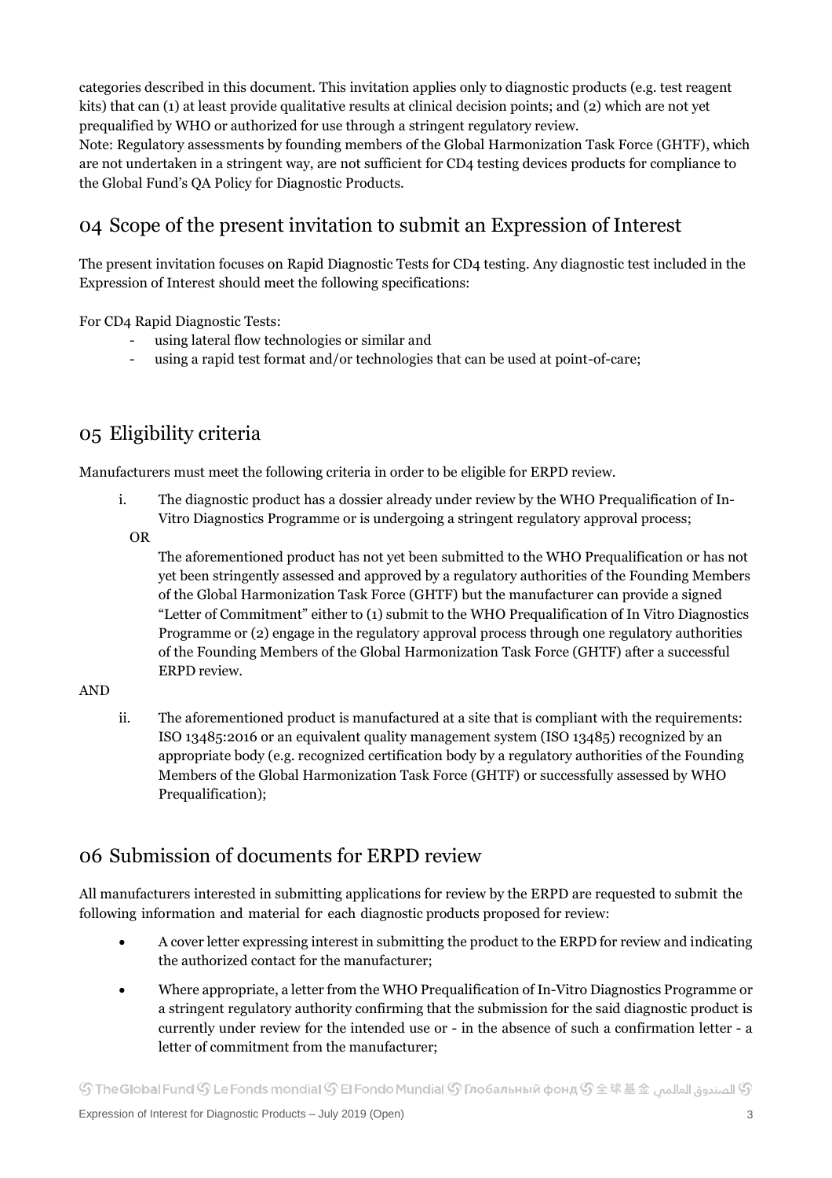categories described in this document. This invitation applies only to diagnostic products (e.g. test reagent kits) that can (1) at least provide qualitative results at clinical decision points; and (2) which are not yet prequalified by WHO or authorized for use through a stringent regulatory review.
Note: Regulatory assessments by founding members of the Global Harmonization Task Force (GHTF), which are not undertaken in a stringent way, are not sufficient for CD4 testing devices products for compliance to the Global Fund's QA Policy for Diagnostic Products.

## 04 Scope of the present invitation to submit an Expression of Interest

The present invitation focuses on Rapid Diagnostic Tests for CD4 testing. Any diagnostic test included in the Expression of Interest should meet the following specifications:

For CD4 Rapid Diagnostic Tests:

- using lateral flow technologies or similar and
- using a rapid test format and/or technologies that can be used at point-of-care;

## 05 Eligibility criteria

Manufacturers must meet the following criteria in order to be eligible for ERPD review.

i. The diagnostic product has a dossier already under review by the WHO Prequalification of In-Vitro Diagnostics Programme or is undergoing a stringent regulatory approval process;

   OR

   The aforementioned product has not yet been submitted to the WHO Prequalification or has not yet been stringently assessed and approved by a regulatory authorities of the Founding Members of the Global Harmonization Task Force (GHTF) but the manufacturer can provide a signed "Letter of Commitment" either to (1) submit to the WHO Prequalification of In Vitro Diagnostics Programme or (2) engage in the regulatory approval process through one regulatory authorities of the Founding Members of the Global Harmonization Task Force (GHTF) after a successful ERPD review.

AND

ii. The aforementioned product is manufactured at a site that is compliant with the requirements: ISO 13485:2016 or an equivalent quality management system (ISO 13485) recognized by an appropriate body (e.g. recognized certification body by a regulatory authorities of the Founding Members of the Global Harmonization Task Force (GHTF) or successfully assessed by WHO Prequalification);

## 06 Submission of documents for ERPD review

All manufacturers interested in submitting applications for review by the ERPD are requested to submit the following information and material for each diagnostic products proposed for review:

- A cover letter expressing interest in submitting the product to the ERPD for review and indicating the authorized contact for the manufacturer;
- Where appropriate, a letter from the WHO Prequalification of In-Vitro Diagnostics Programme or a stringent regulatory authority confirming that the submission for the said diagnostic product is currently under review for the intended use or - in the absence of such a confirmation letter - a letter of commitment from the manufacturer;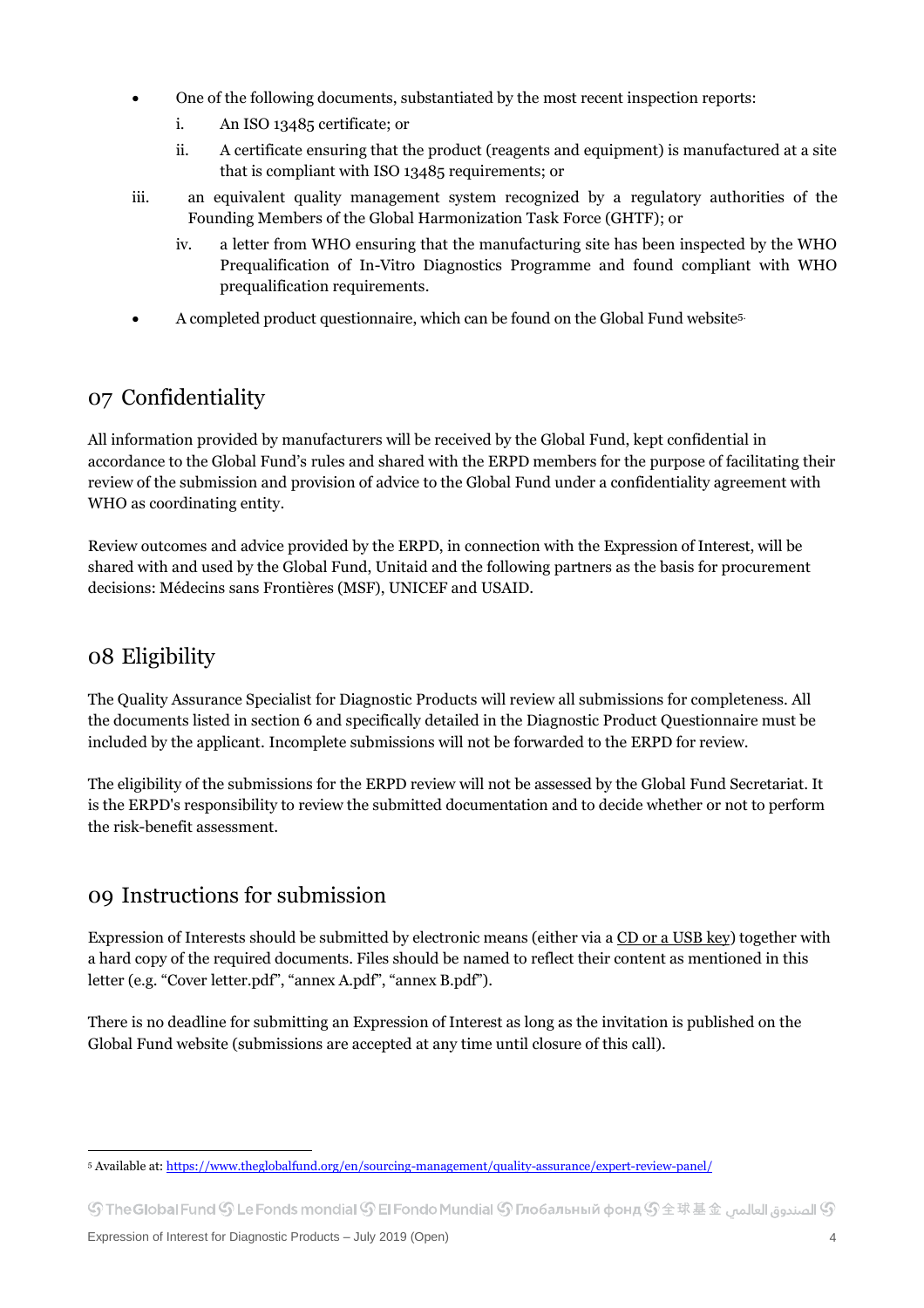- One of the following documents, substantiated by the most recent inspection reports:
    i. An ISO 13485 certificate; or
    ii. A certificate ensuring that the product (reagents and equipment) is manufactured at a site that is compliant with ISO 13485 requirements; or
    iii. an equivalent quality management system recognized by a regulatory authorities of the Founding Members of the Global Harmonization Task Force (GHTF); or
    iv. a letter from WHO ensuring that the manufacturing site has been inspected by the WHO Prequalification of In-Vitro Diagnostics Programme and found compliant with WHO prequalification requirements.
- A completed product questionnaire, which can be found on the Global Fund website[5].

## 07 Confidentiality

All information provided by manufacturers will be received by the Global Fund, kept confidential in accordance to the Global Fund's rules and shared with the ERPD members for the purpose of facilitating their review of the submission and provision of advice to the Global Fund under a confidentiality agreement with WHO as coordinating entity.

Review outcomes and advice provided by the ERPD, in connection with the Expression of Interest, will be shared with and used by the Global Fund, Unitaid and the following partners as the basis for procurement decisions: Médecins sans Frontières (MSF), UNICEF and USAID.

## 08 Eligibility

The Quality Assurance Specialist for Diagnostic Products will review all submissions for completeness. All the documents listed in section 6 and specifically detailed in the Diagnostic Product Questionnaire must be included by the applicant. Incomplete submissions will not be forwarded to the ERPD for review.

The eligibility of the submissions for the ERPD review will not be assessed by the Global Fund Secretariat. It is the ERPD's responsibility to review the submitted documentation and to decide whether or not to perform the risk-benefit assessment.

## 09 Instructions for submission

Expression of Interests should be submitted by electronic means (either via a CD or a USB key) together with a hard copy of the required documents. Files should be named to reflect their content as mentioned in this letter (e.g. "Cover letter.pdf", "annex A.pdf", "annex B.pdf").

There is no deadline for submitting an Expression of Interest as long as the invitation is published on the Global Fund website (submissions are accepted at any time until closure of this call).

---

[5] Available at: https://www.theglobalfund.org/en/sourcing-management/quality-assurance/expert-review-panel/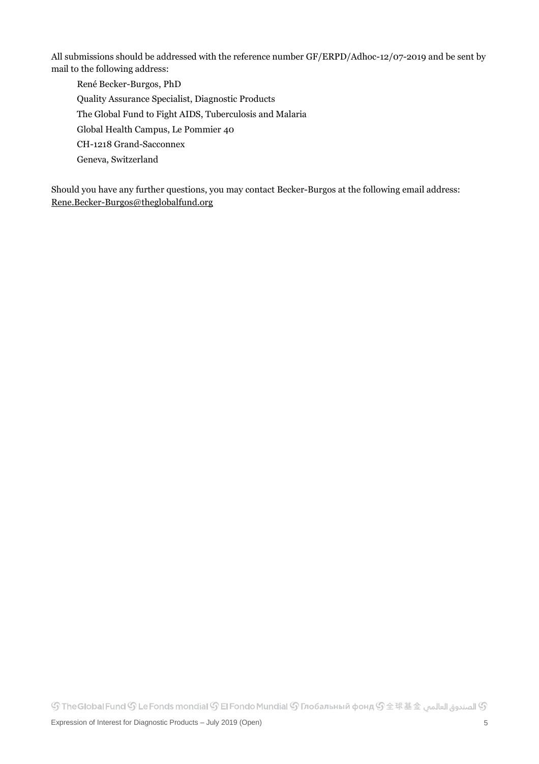All submissions should be addressed with the reference number GF/ERPD/Adhoc-12/07-2019 and be sent by mail to the following address:

René Becker-Burgos, PhD

Quality Assurance Specialist, Diagnostic Products

The Global Fund to Fight AIDS, Tuberculosis and Malaria

Global Health Campus, Le Pommier 40

CH-1218 Grand-Sacconnex

Geneva, Switzerland

Should you have any further questions, you may contact Becker-Burgos at the following email address: Rene.Becker-Burgos@theglobalfund.org